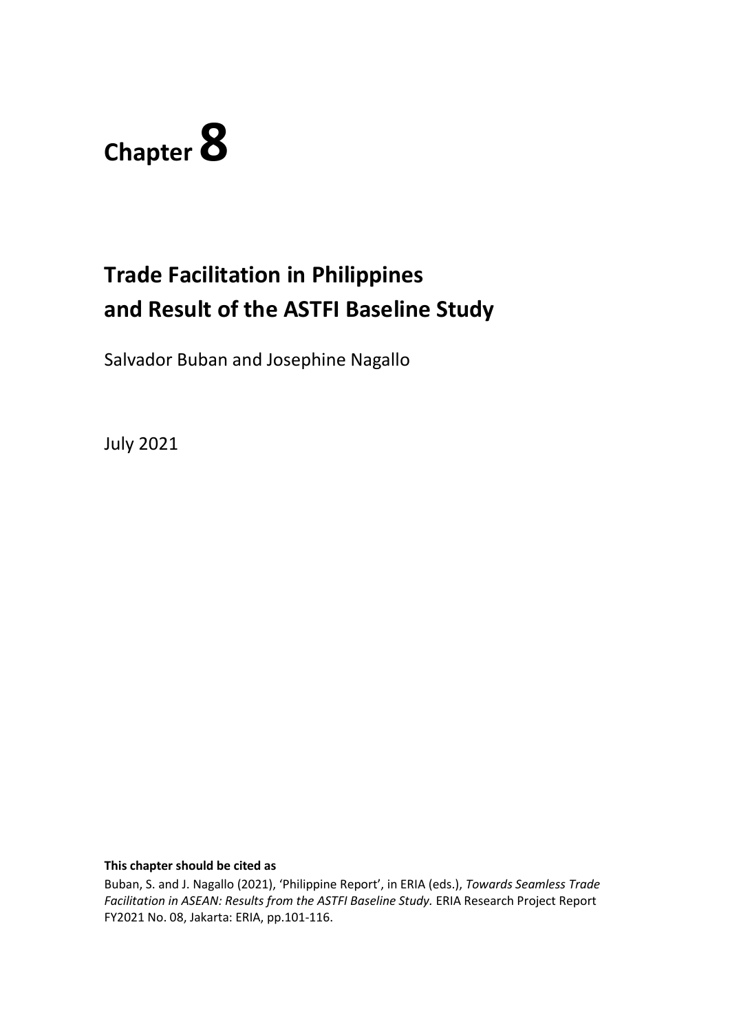# Chapter 8

## Trade Facilitation in Philippines and Result of the ASTFI Baseline Study

Salvador Buban and Josephine Nagallo

July 2021

**This chapter should be cited as**

Buban, S. and J. Nagallo (2021), 'Philippine Report', in ERIA (eds.), *Towards Seamless Trade Facilitation in ASEAN: Results from the ASTFI Baseline Study.* ERIA Research Project Report FY2021 No. 08, Jakarta: ERIA, pp.101-116.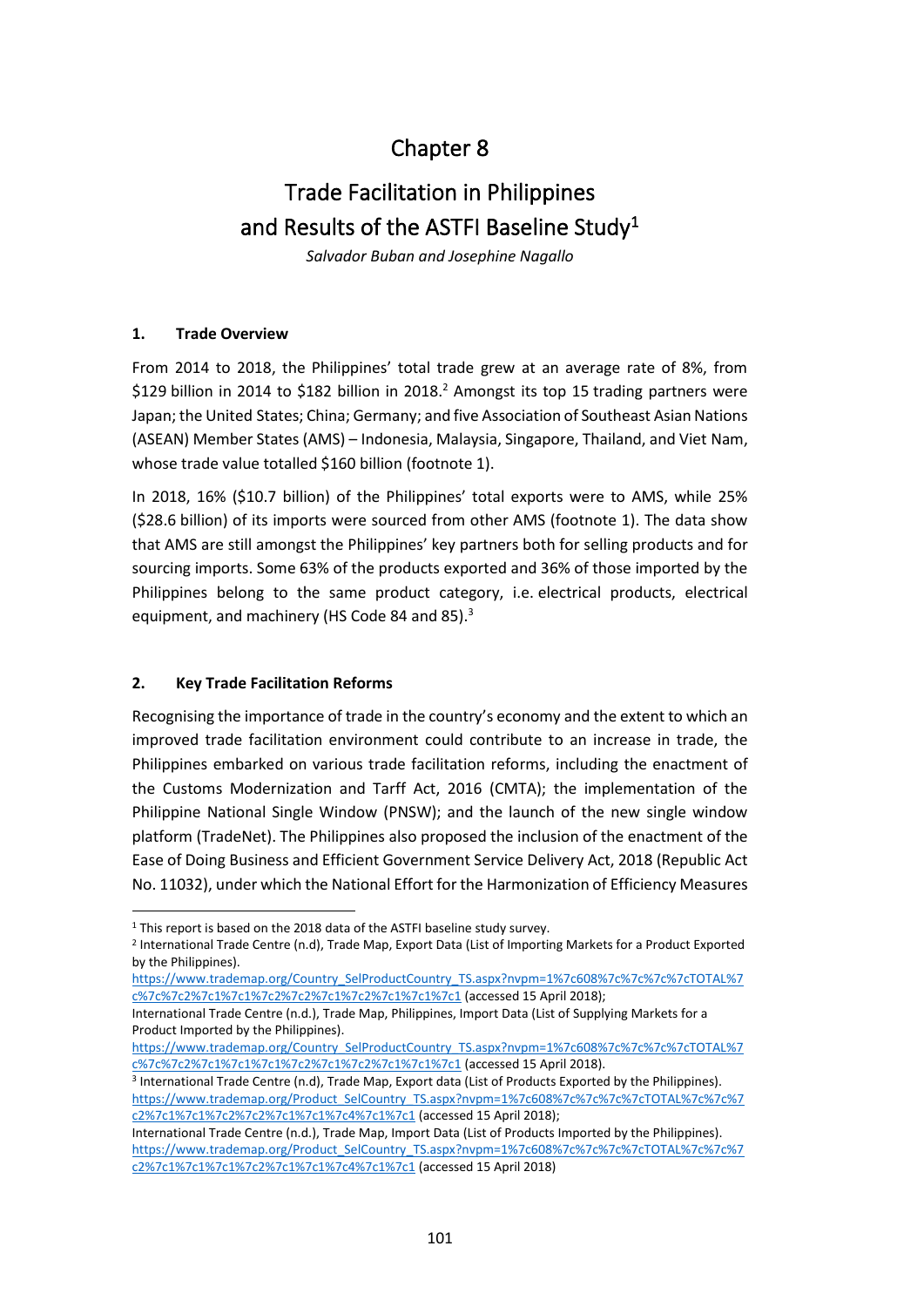# Chapter 8

# Trade Facilitation in Philippines and Results of the ASTFI Baseline Study[1]

*Salvador Buban and Josephine Nagallo*

## 1. Trade Overview

From 2014 to 2018, the Philippines' total trade grew at an average rate of 8%, from $129 billion in 2014 to $182 billion in 2018.[2] Amongst its top 15 trading partners were Japan; the United States; China; Germany; and five Association of Southeast Asian Nations (ASEAN) Member States (AMS) – Indonesia, Malaysia, Singapore, Thailand, and Viet Nam, whose trade value totalled $160 billion (footnote 1).

In 2018, 16% ($10.7 billion) of the Philippines' total exports were to AMS, while 25% ($28.6 billion) of its imports were sourced from other AMS (footnote 1). The data show that AMS are still amongst the Philippines' key partners both for selling products and for sourcing imports. Some 63% of the products exported and 36% of those imported by the Philippines belong to the same product category, i.e. electrical products, electrical equipment, and machinery (HS Code 84 and 85).[3]

## 2. Key Trade Facilitation Reforms

Recognising the importance of trade in the country's economy and the extent to which an improved trade facilitation environment could contribute to an increase in trade, the Philippines embarked on various trade facilitation reforms, including the enactment of the Customs Modernization and Tarff Act, 2016 (CMTA); the implementation of the Philippine National Single Window (PNSW); and the launch of the new single window platform (TradeNet). The Philippines also proposed the inclusion of the enactment of the Ease of Doing Business and Efficient Government Service Delivery Act, 2018 (Republic Act No. 11032), under which the National Effort for the Harmonization of Efficiency Measures

---

[1] This report is based on the 2018 data of the ASTFI baseline study survey.

[2] International Trade Centre (n.d), Trade Map, Export Data (List of Importing Markets for a Product Exported by the Philippines). https://www.trademap.org/Country_SelProductCountry_TS.aspx?nvpm=1%7c608%7c%7c%7c%7cTOTAL%7c%7c%7c2%7c1%7c1%7c2%7c2%7c1%7c2%7c1%7c1%7c1 (accessed 15 April 2018);
International Trade Centre (n.d.), Trade Map, Philippines, Import Data (List of Supplying Markets for a Product Imported by the Philippines). https://www.trademap.org/Country_SelProductCountry_TS.aspx?nvpm=1%7c608%7c%7c%7c%7cTOTAL%7c%7c%7c2%7c1%7c1%7c1%7c2%7c1%7c2%7c1%7c1%7c1 (accessed 15 April 2018).

[3] International Trade Centre (n.d), Trade Map, Export data (List of Products Exported by the Philippines). https://www.trademap.org/Product_SelCountry_TS.aspx?nvpm=1%7c608%7c%7c%7c%7cTOTAL%7c%7c%7c2%7c1%7c1%7c2%7c2%7c1%7c1%7c4%7c1%7c1 (accessed 15 April 2018);
International Trade Centre (n.d.), Trade Map, Import Data (List of Products Imported by the Philippines). https://www.trademap.org/Product_SelCountry_TS.aspx?nvpm=1%7c608%7c%7c%7c%7cTOTAL%7c%7c%7c2%7c1%7c1%7c1%7c2%7c1%7c1%7c4%7c1%7c1 (accessed 15 April 2018)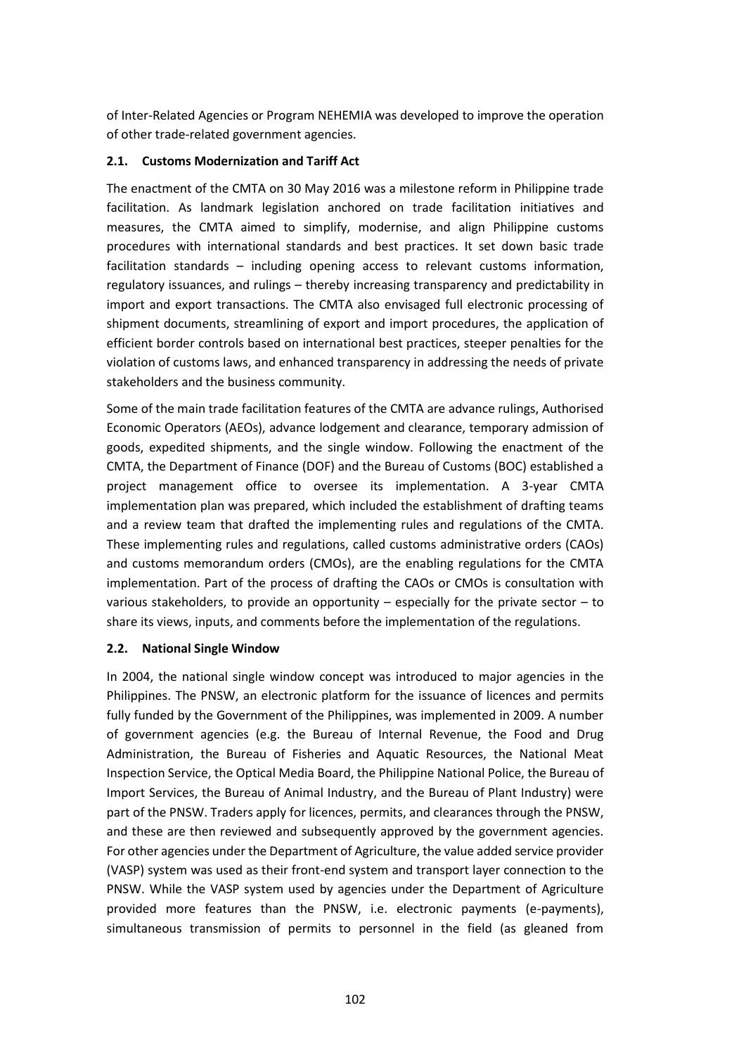of Inter-Related Agencies or Program NEHEMIA was developed to improve the operation of other trade-related government agencies.

### 2.1. Customs Modernization and Tariff Act

The enactment of the CMTA on 30 May 2016 was a milestone reform in Philippine trade facilitation. As landmark legislation anchored on trade facilitation initiatives and measures, the CMTA aimed to simplify, modernise, and align Philippine customs procedures with international standards and best practices. It set down basic trade facilitation standards – including opening access to relevant customs information, regulatory issuances, and rulings – thereby increasing transparency and predictability in import and export transactions. The CMTA also envisaged full electronic processing of shipment documents, streamlining of export and import procedures, the application of efficient border controls based on international best practices, steeper penalties for the violation of customs laws, and enhanced transparency in addressing the needs of private stakeholders and the business community.

Some of the main trade facilitation features of the CMTA are advance rulings, Authorised Economic Operators (AEOs), advance lodgement and clearance, temporary admission of goods, expedited shipments, and the single window. Following the enactment of the CMTA, the Department of Finance (DOF) and the Bureau of Customs (BOC) established a project management office to oversee its implementation. A 3-year CMTA implementation plan was prepared, which included the establishment of drafting teams and a review team that drafted the implementing rules and regulations of the CMTA. These implementing rules and regulations, called customs administrative orders (CAOs) and customs memorandum orders (CMOs), are the enabling regulations for the CMTA implementation. Part of the process of drafting the CAOs or CMOs is consultation with various stakeholders, to provide an opportunity – especially for the private sector – to share its views, inputs, and comments before the implementation of the regulations.

### 2.2. National Single Window

In 2004, the national single window concept was introduced to major agencies in the Philippines. The PNSW, an electronic platform for the issuance of licences and permits fully funded by the Government of the Philippines, was implemented in 2009. A number of government agencies (e.g. the Bureau of Internal Revenue, the Food and Drug Administration, the Bureau of Fisheries and Aquatic Resources, the National Meat Inspection Service, the Optical Media Board, the Philippine National Police, the Bureau of Import Services, the Bureau of Animal Industry, and the Bureau of Plant Industry) were part of the PNSW. Traders apply for licences, permits, and clearances through the PNSW, and these are then reviewed and subsequently approved by the government agencies. For other agencies under the Department of Agriculture, the value added service provider (VASP) system was used as their front-end system and transport layer connection to the PNSW. While the VASP system used by agencies under the Department of Agriculture provided more features than the PNSW, i.e. electronic payments (e-payments), simultaneous transmission of permits to personnel in the field (as gleaned from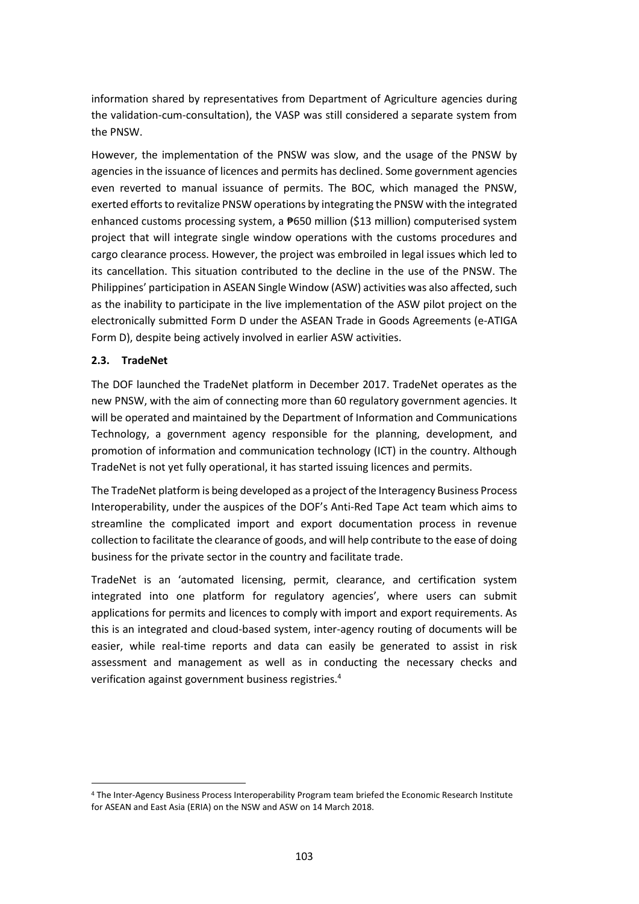information shared by representatives from Department of Agriculture agencies during the validation-cum-consultation), the VASP was still considered a separate system from the PNSW.

However, the implementation of the PNSW was slow, and the usage of the PNSW by agencies in the issuance of licences and permits has declined. Some government agencies even reverted to manual issuance of permits. The BOC, which managed the PNSW, exerted efforts to revitalize PNSW operations by integrating the PNSW with the integrated enhanced customs processing system, a ₱650 million ($13 million) computerised system project that will integrate single window operations with the customs procedures and cargo clearance process. However, the project was embroiled in legal issues which led to its cancellation. This situation contributed to the decline in the use of the PNSW. The Philippines' participation in ASEAN Single Window (ASW) activities was also affected, such as the inability to participate in the live implementation of the ASW pilot project on the electronically submitted Form D under the ASEAN Trade in Goods Agreements (e-ATIGA Form D), despite being actively involved in earlier ASW activities.

### 2.3. TradeNet

The DOF launched the TradeNet platform in December 2017. TradeNet operates as the new PNSW, with the aim of connecting more than 60 regulatory government agencies. It will be operated and maintained by the Department of Information and Communications Technology, a government agency responsible for the planning, development, and promotion of information and communication technology (ICT) in the country. Although TradeNet is not yet fully operational, it has started issuing licences and permits.

The TradeNet platform is being developed as a project of the Interagency Business Process Interoperability, under the auspices of the DOF's Anti-Red Tape Act team which aims to streamline the complicated import and export documentation process in revenue collection to facilitate the clearance of goods, and will help contribute to the ease of doing business for the private sector in the country and facilitate trade.

TradeNet is an 'automated licensing, permit, clearance, and certification system integrated into one platform for regulatory agencies', where users can submit applications for permits and licences to comply with import and export requirements. As this is an integrated and cloud-based system, inter-agency routing of documents will be easier, while real-time reports and data can easily be generated to assist in risk assessment and management as well as in conducting the necessary checks and verification against government business registries.[4]

[4] The Inter-Agency Business Process Interoperability Program team briefed the Economic Research Institute for ASEAN and East Asia (ERIA) on the NSW and ASW on 14 March 2018.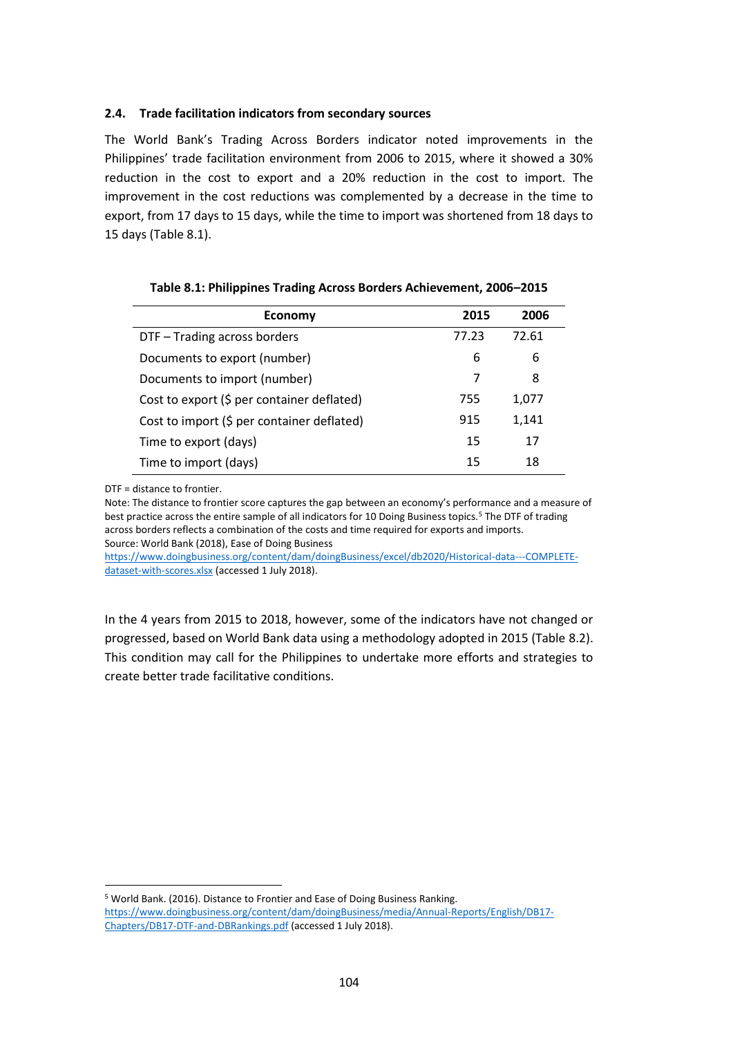### 2.4. Trade facilitation indicators from secondary sources

The World Bank's Trading Across Borders indicator noted improvements in the Philippines' trade facilitation environment from 2006 to 2015, where it showed a 30% reduction in the cost to export and a 20% reduction in the cost to import. The improvement in the cost reductions was complemented by a decrease in the time to export, from 17 days to 15 days, while the time to import was shortened from 18 days to 15 days (Table 8.1).

**Table 8.1: Philippines Trading Across Borders Achievement, 2006–2015**

| Economy | 2015 | 2006 |
|---|---|---|
| DTF – Trading across borders | 77.23 | 72.61 |
| Documents to export (number) | 6 | 6 |
| Documents to import (number) | 7 | 8 |
| Cost to export ($ per container deflated) | 755 | 1,077 |
| Cost to import ($ per container deflated) | 915 | 1,141 |
| Time to export (days) | 15 | 17 |
| Time to import (days) | 15 | 18 |

DTF = distance to frontier.

Note: The distance to frontier score captures the gap between an economy's performance and a measure of best practice across the entire sample of all indicators for 10 Doing Business topics.[5] The DTF of trading across borders reflects a combination of the costs and time required for exports and imports.

Source: World Bank (2018), Ease of Doing Business https://www.doingbusiness.org/content/dam/doingBusiness/excel/db2020/Historical-data---COMPLETE-dataset-with-scores.xlsx (accessed 1 July 2018).

In the 4 years from 2015 to 2018, however, some of the indicators have not changed or progressed, based on World Bank data using a methodology adopted in 2015 (Table 8.2). This condition may call for the Philippines to undertake more efforts and strategies to create better trade facilitative conditions.

[5] World Bank. (2016). Distance to Frontier and Ease of Doing Business Ranking. https://www.doingbusiness.org/content/dam/doingBusiness/media/Annual-Reports/English/DB17-Chapters/DB17-DTF-and-DBRankings.pdf (accessed 1 July 2018).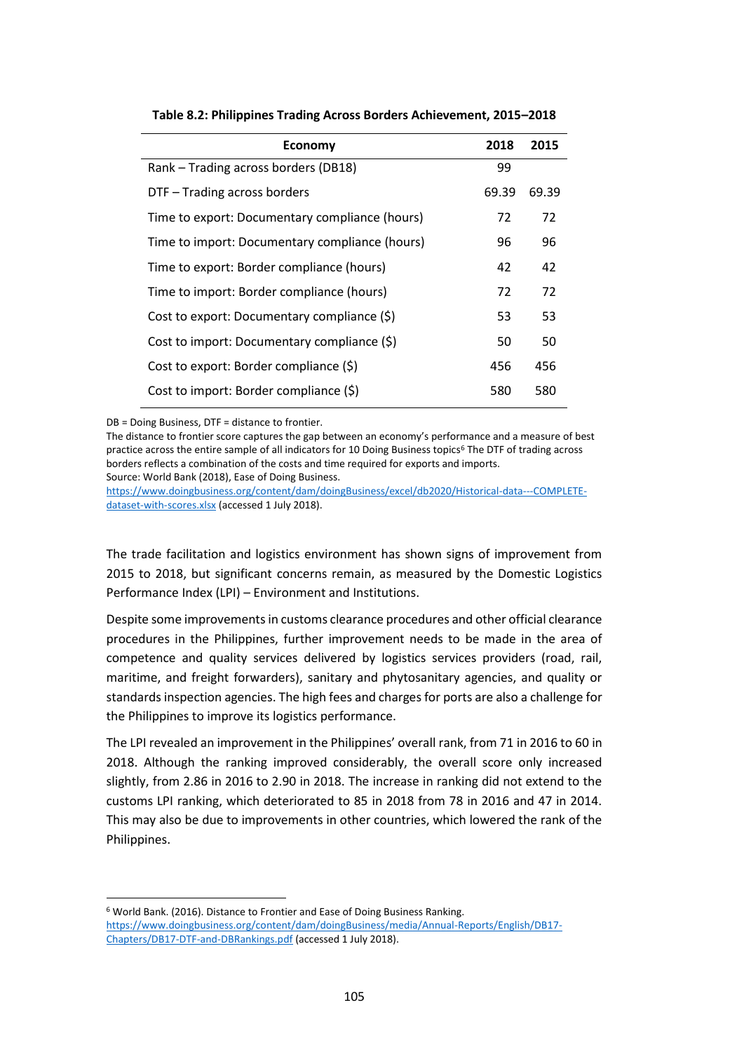**Table 8.2: Philippines Trading Across Borders Achievement, 2015–2018**

| Economy | 2018 | 2015 |
|---|---|---|
| Rank – Trading across borders (DB18) | 99 | |
| DTF – Trading across borders | 69.39 | 69.39 |
| Time to export: Documentary compliance (hours) | 72 | 72 |
| Time to import: Documentary compliance (hours) | 96 | 96 |
| Time to export: Border compliance (hours) | 42 | 42 |
| Time to import: Border compliance (hours) | 72 | 72 |
| Cost to export: Documentary compliance ($) | 53 | 53 |
| Cost to import: Documentary compliance ($) | 50 | 50 |
| Cost to export: Border compliance ($) | 456 | 456 |
| Cost to import: Border compliance ($) | 580 | 580 |

DB = Doing Business, DTF = distance to frontier.
The distance to frontier score captures the gap between an economy's performance and a measure of best practice across the entire sample of all indicators for 10 Doing Business topics[6] The DTF of trading across borders reflects a combination of the costs and time required for exports and imports.
Source: World Bank (2018), Ease of Doing Business.
https://www.doingbusiness.org/content/dam/doingBusiness/excel/db2020/Historical-data---COMPLETE-dataset-with-scores.xlsx (accessed 1 July 2018).

The trade facilitation and logistics environment has shown signs of improvement from 2015 to 2018, but significant concerns remain, as measured by the Domestic Logistics Performance Index (LPI) – Environment and Institutions.

Despite some improvements in customs clearance procedures and other official clearance procedures in the Philippines, further improvement needs to be made in the area of competence and quality services delivered by logistics services providers (road, rail, maritime, and freight forwarders), sanitary and phytosanitary agencies, and quality or standards inspection agencies. The high fees and charges for ports are also a challenge for the Philippines to improve its logistics performance.

The LPI revealed an improvement in the Philippines' overall rank, from 71 in 2016 to 60 in 2018. Although the ranking improved considerably, the overall score only increased slightly, from 2.86 in 2016 to 2.90 in 2018. The increase in ranking did not extend to the customs LPI ranking, which deteriorated to 85 in 2018 from 78 in 2016 and 47 in 2014. This may also be due to improvements in other countries, which lowered the rank of the Philippines.

[6] World Bank. (2016). Distance to Frontier and Ease of Doing Business Ranking. https://www.doingbusiness.org/content/dam/doingBusiness/media/Annual-Reports/English/DB17-Chapters/DB17-DTF-and-DBRankings.pdf (accessed 1 July 2018).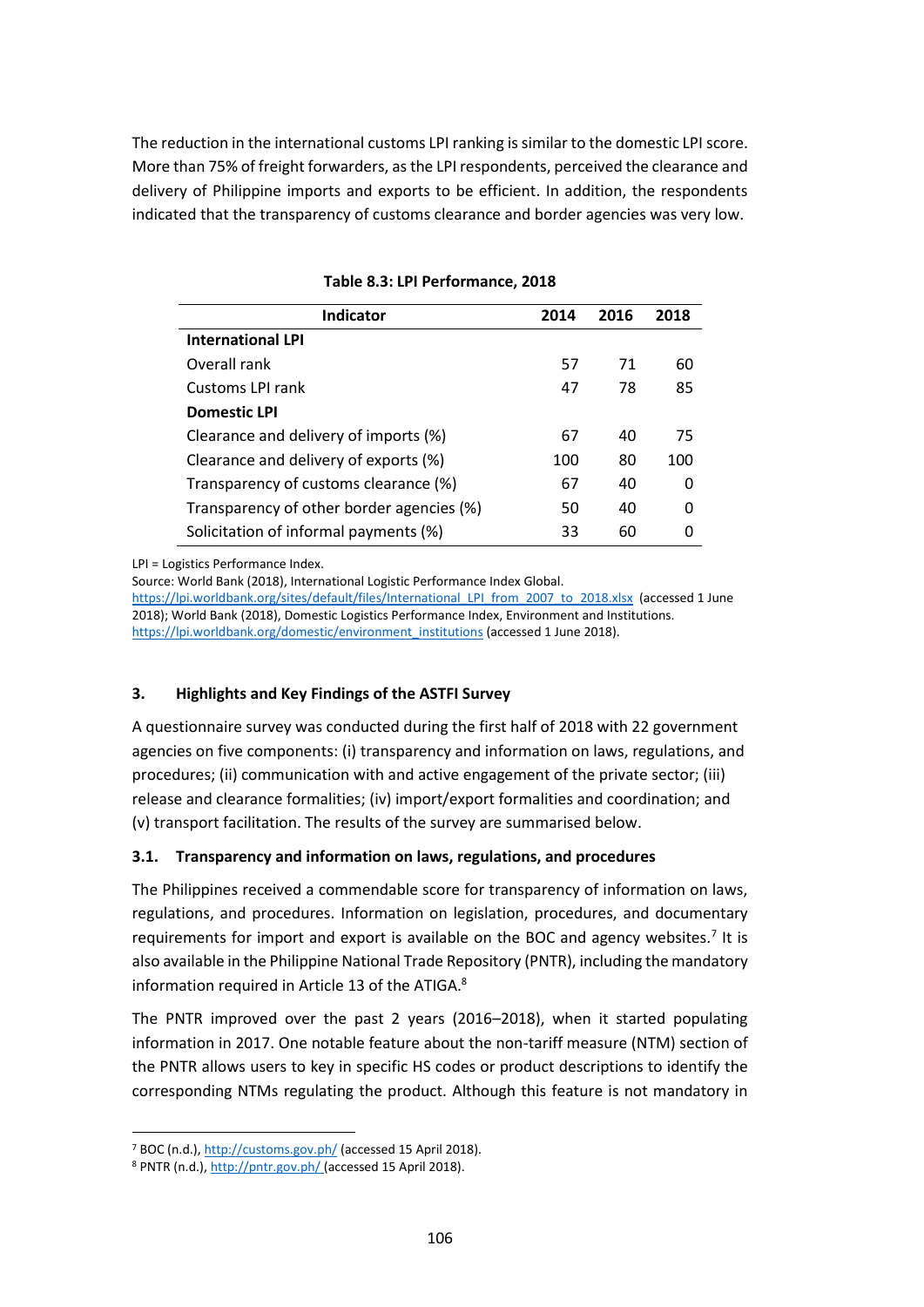The reduction in the international customs LPI ranking is similar to the domestic LPI score. More than 75% of freight forwarders, as the LPI respondents, perceived the clearance and delivery of Philippine imports and exports to be efficient. In addition, the respondents indicated that the transparency of customs clearance and border agencies was very low.

**Table 8.3: LPI Performance, 2018**

| Indicator | 2014 | 2016 | 2018 |
|---|---|---|---|
| **International LPI** | | | |
| Overall rank | 57 | 71 | 60 |
| Customs LPI rank | 47 | 78 | 85 |
| **Domestic LPI** | | | |
| Clearance and delivery of imports (%) | 67 | 40 | 75 |
| Clearance and delivery of exports (%) | 100 | 80 | 100 |
| Transparency of customs clearance (%) | 67 | 40 | 0 |
| Transparency of other border agencies (%) | 50 | 40 | 0 |
| Solicitation of informal payments (%) | 33 | 60 | 0 |

LPI = Logistics Performance Index.
Source: World Bank (2018), International Logistic Performance Index Global. https://lpi.worldbank.org/sites/default/files/International_LPI_from_2007_to_2018.xlsx (accessed 1 June 2018); World Bank (2018), Domestic Logistics Performance Index, Environment and Institutions. https://lpi.worldbank.org/domestic/environment_institutions (accessed 1 June 2018).

## 3. Highlights and Key Findings of the ASTFI Survey

A questionnaire survey was conducted during the first half of 2018 with 22 government agencies on five components: (i) transparency and information on laws, regulations, and procedures; (ii) communication with and active engagement of the private sector; (iii) release and clearance formalities; (iv) import/export formalities and coordination; and (v) transport facilitation. The results of the survey are summarised below.

### 3.1. Transparency and information on laws, regulations, and procedures

The Philippines received a commendable score for transparency of information on laws, regulations, and procedures. Information on legislation, procedures, and documentary requirements for import and export is available on the BOC and agency websites.[7] It is also available in the Philippine National Trade Repository (PNTR), including the mandatory information required in Article 13 of the ATIGA.[8]

The PNTR improved over the past 2 years (2016–2018), when it started populating information in 2017. One notable feature about the non-tariff measure (NTM) section of the PNTR allows users to key in specific HS codes or product descriptions to identify the corresponding NTMs regulating the product. Although this feature is not mandatory in

[7] BOC (n.d.), http://customs.gov.ph/ (accessed 15 April 2018).
[8] PNTR (n.d.), http://pntr.gov.ph/ (accessed 15 April 2018).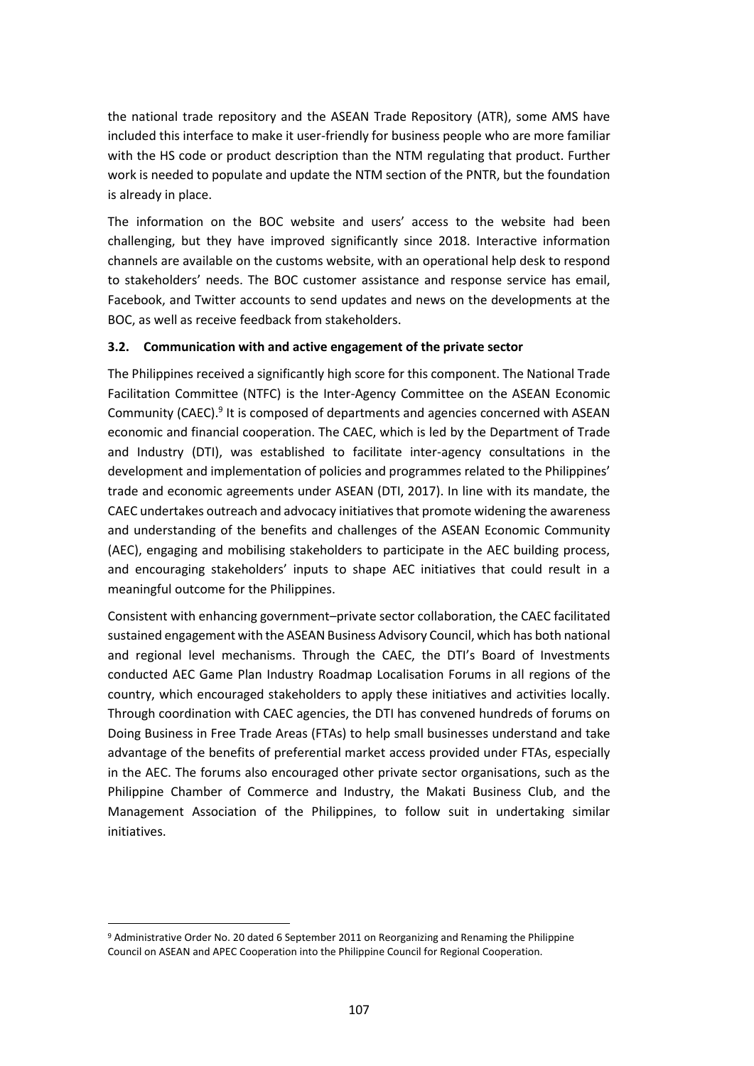the national trade repository and the ASEAN Trade Repository (ATR), some AMS have included this interface to make it user-friendly for business people who are more familiar with the HS code or product description than the NTM regulating that product. Further work is needed to populate and update the NTM section of the PNTR, but the foundation is already in place.

The information on the BOC website and users' access to the website had been challenging, but they have improved significantly since 2018. Interactive information channels are available on the customs website, with an operational help desk to respond to stakeholders' needs. The BOC customer assistance and response service has email, Facebook, and Twitter accounts to send updates and news on the developments at the BOC, as well as receive feedback from stakeholders.

### 3.2. Communication with and active engagement of the private sector

The Philippines received a significantly high score for this component. The National Trade Facilitation Committee (NTFC) is the Inter-Agency Committee on the ASEAN Economic Community (CAEC).[9] It is composed of departments and agencies concerned with ASEAN economic and financial cooperation. The CAEC, which is led by the Department of Trade and Industry (DTI), was established to facilitate inter-agency consultations in the development and implementation of policies and programmes related to the Philippines' trade and economic agreements under ASEAN (DTI, 2017). In line with its mandate, the CAEC undertakes outreach and advocacy initiatives that promote widening the awareness and understanding of the benefits and challenges of the ASEAN Economic Community (AEC), engaging and mobilising stakeholders to participate in the AEC building process, and encouraging stakeholders' inputs to shape AEC initiatives that could result in a meaningful outcome for the Philippines.

Consistent with enhancing government–private sector collaboration, the CAEC facilitated sustained engagement with the ASEAN Business Advisory Council, which has both national and regional level mechanisms. Through the CAEC, the DTI's Board of Investments conducted AEC Game Plan Industry Roadmap Localisation Forums in all regions of the country, which encouraged stakeholders to apply these initiatives and activities locally. Through coordination with CAEC agencies, the DTI has convened hundreds of forums on Doing Business in Free Trade Areas (FTAs) to help small businesses understand and take advantage of the benefits of preferential market access provided under FTAs, especially in the AEC. The forums also encouraged other private sector organisations, such as the Philippine Chamber of Commerce and Industry, the Makati Business Club, and the Management Association of the Philippines, to follow suit in undertaking similar initiatives.

---

[9] Administrative Order No. 20 dated 6 September 2011 on Reorganizing and Renaming the Philippine Council on ASEAN and APEC Cooperation into the Philippine Council for Regional Cooperation.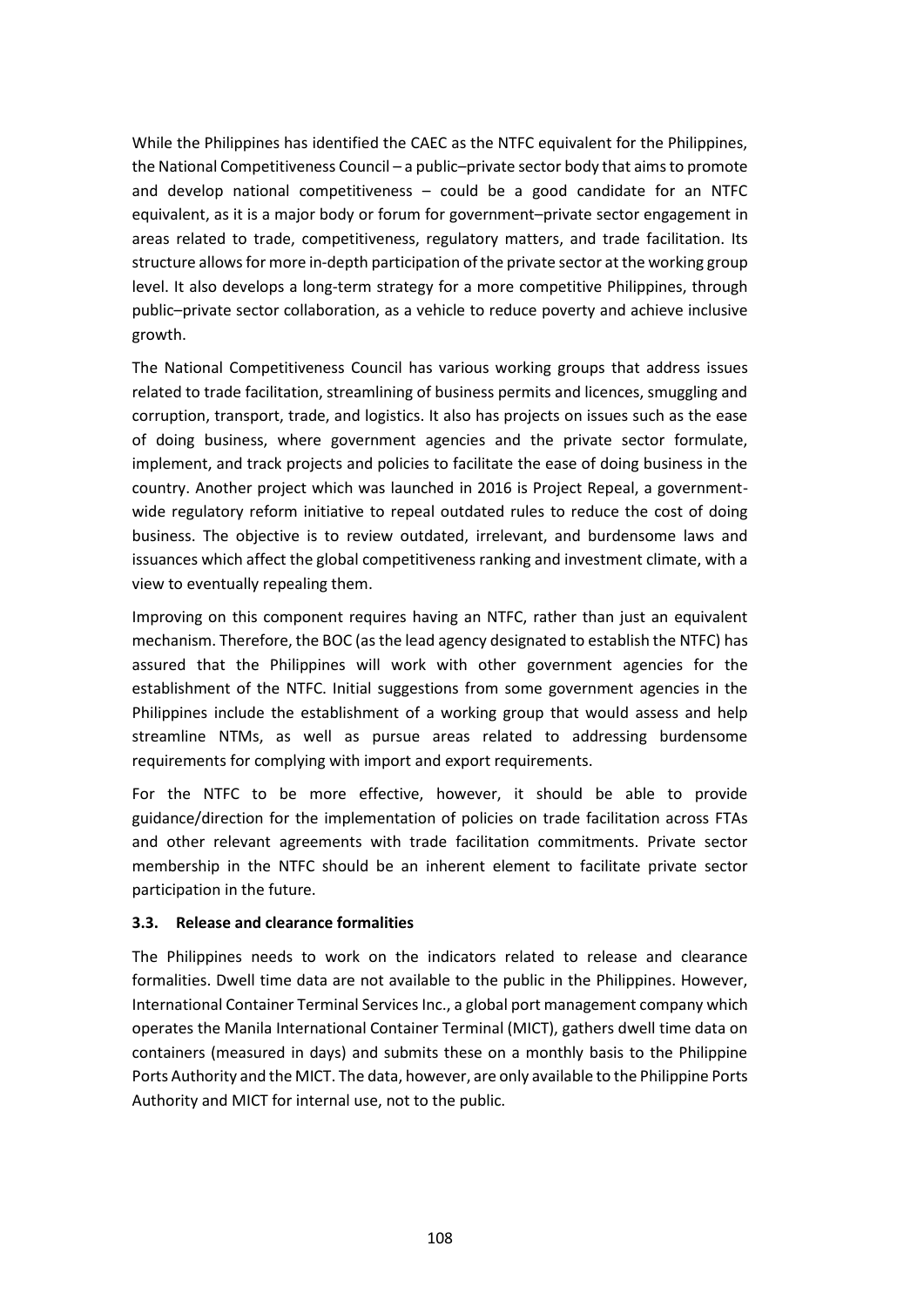While the Philippines has identified the CAEC as the NTFC equivalent for the Philippines, the National Competitiveness Council – a public–private sector body that aims to promote and develop national competitiveness – could be a good candidate for an NTFC equivalent, as it is a major body or forum for government–private sector engagement in areas related to trade, competitiveness, regulatory matters, and trade facilitation. Its structure allows for more in-depth participation of the private sector at the working group level. It also develops a long-term strategy for a more competitive Philippines, through public–private sector collaboration, as a vehicle to reduce poverty and achieve inclusive growth.

The National Competitiveness Council has various working groups that address issues related to trade facilitation, streamlining of business permits and licences, smuggling and corruption, transport, trade, and logistics. It also has projects on issues such as the ease of doing business, where government agencies and the private sector formulate, implement, and track projects and policies to facilitate the ease of doing business in the country. Another project which was launched in 2016 is Project Repeal, a government-wide regulatory reform initiative to repeal outdated rules to reduce the cost of doing business. The objective is to review outdated, irrelevant, and burdensome laws and issuances which affect the global competitiveness ranking and investment climate, with a view to eventually repealing them.

Improving on this component requires having an NTFC, rather than just an equivalent mechanism. Therefore, the BOC (as the lead agency designated to establish the NTFC) has assured that the Philippines will work with other government agencies for the establishment of the NTFC. Initial suggestions from some government agencies in the Philippines include the establishment of a working group that would assess and help streamline NTMs, as well as pursue areas related to addressing burdensome requirements for complying with import and export requirements.

For the NTFC to be more effective, however, it should be able to provide guidance/direction for the implementation of policies on trade facilitation across FTAs and other relevant agreements with trade facilitation commitments. Private sector membership in the NTFC should be an inherent element to facilitate private sector participation in the future.

### 3.3. Release and clearance formalities

The Philippines needs to work on the indicators related to release and clearance formalities. Dwell time data are not available to the public in the Philippines. However, International Container Terminal Services Inc., a global port management company which operates the Manila International Container Terminal (MICT), gathers dwell time data on containers (measured in days) and submits these on a monthly basis to the Philippine Ports Authority and the MICT. The data, however, are only available to the Philippine Ports Authority and MICT for internal use, not to the public.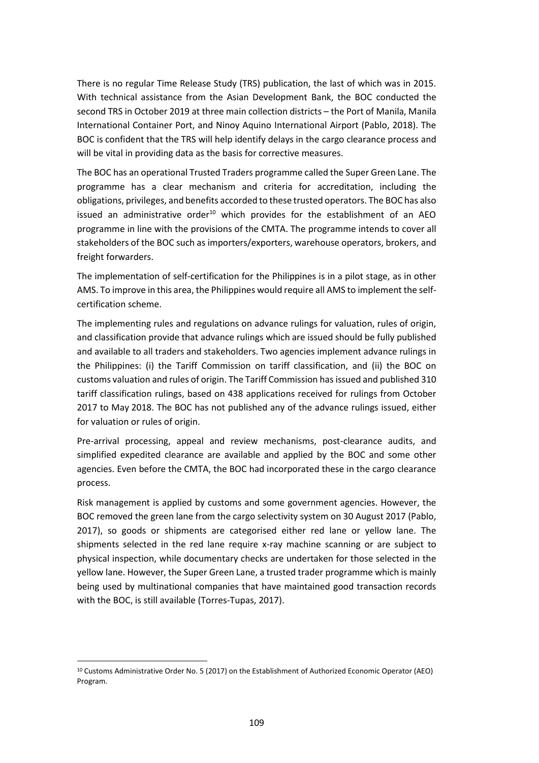There is no regular Time Release Study (TRS) publication, the last of which was in 2015. With technical assistance from the Asian Development Bank, the BOC conducted the second TRS in October 2019 at three main collection districts – the Port of Manila, Manila International Container Port, and Ninoy Aquino International Airport (Pablo, 2018). The BOC is confident that the TRS will help identify delays in the cargo clearance process and will be vital in providing data as the basis for corrective measures.

The BOC has an operational Trusted Traders programme called the Super Green Lane. The programme has a clear mechanism and criteria for accreditation, including the obligations, privileges, and benefits accorded to these trusted operators. The BOC has also issued an administrative order[10] which provides for the establishment of an AEO programme in line with the provisions of the CMTA. The programme intends to cover all stakeholders of the BOC such as importers/exporters, warehouse operators, brokers, and freight forwarders.

The implementation of self-certification for the Philippines is in a pilot stage, as in other AMS. To improve in this area, the Philippines would require all AMS to implement the self-certification scheme.

The implementing rules and regulations on advance rulings for valuation, rules of origin, and classification provide that advance rulings which are issued should be fully published and available to all traders and stakeholders. Two agencies implement advance rulings in the Philippines: (i) the Tariff Commission on tariff classification, and (ii) the BOC on customs valuation and rules of origin. The Tariff Commission has issued and published 310 tariff classification rulings, based on 438 applications received for rulings from October 2017 to May 2018. The BOC has not published any of the advance rulings issued, either for valuation or rules of origin.

Pre-arrival processing, appeal and review mechanisms, post-clearance audits, and simplified expedited clearance are available and applied by the BOC and some other agencies. Even before the CMTA, the BOC had incorporated these in the cargo clearance process.

Risk management is applied by customs and some government agencies. However, the BOC removed the green lane from the cargo selectivity system on 30 August 2017 (Pablo, 2017), so goods or shipments are categorised either red lane or yellow lane. The shipments selected in the red lane require x-ray machine scanning or are subject to physical inspection, while documentary checks are undertaken for those selected in the yellow lane. However, the Super Green Lane, a trusted trader programme which is mainly being used by multinational companies that have maintained good transaction records with the BOC, is still available (Torres-Tupas, 2017).

[10] Customs Administrative Order No. 5 (2017) on the Establishment of Authorized Economic Operator (AEO) Program.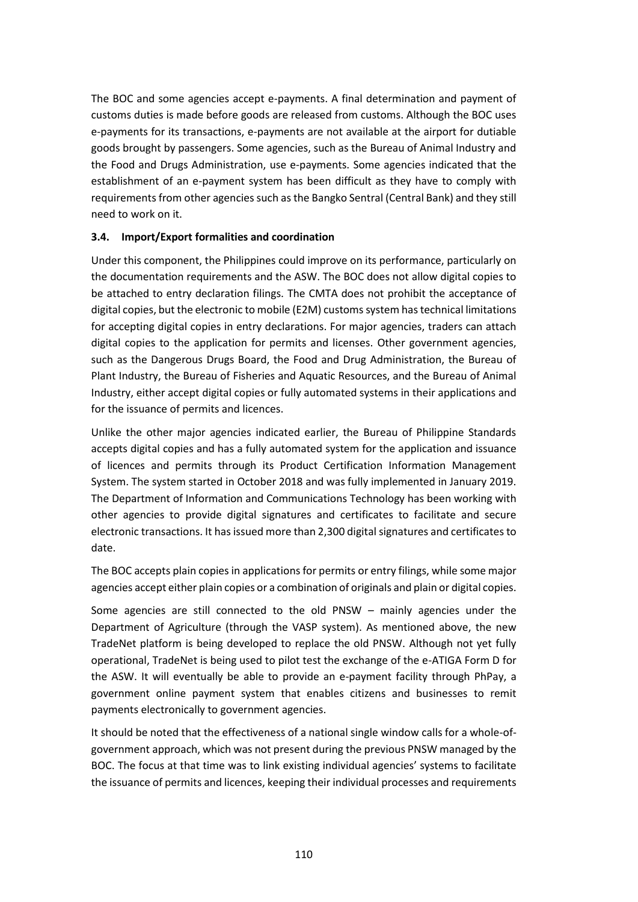The BOC and some agencies accept e-payments. A final determination and payment of customs duties is made before goods are released from customs. Although the BOC uses e-payments for its transactions, e-payments are not available at the airport for dutiable goods brought by passengers. Some agencies, such as the Bureau of Animal Industry and the Food and Drugs Administration, use e-payments. Some agencies indicated that the establishment of an e-payment system has been difficult as they have to comply with requirements from other agencies such as the Bangko Sentral (Central Bank) and they still need to work on it.

### 3.4. Import/Export formalities and coordination

Under this component, the Philippines could improve on its performance, particularly on the documentation requirements and the ASW. The BOC does not allow digital copies to be attached to entry declaration filings. The CMTA does not prohibit the acceptance of digital copies, but the electronic to mobile (E2M) customs system has technical limitations for accepting digital copies in entry declarations. For major agencies, traders can attach digital copies to the application for permits and licenses. Other government agencies, such as the Dangerous Drugs Board, the Food and Drug Administration, the Bureau of Plant Industry, the Bureau of Fisheries and Aquatic Resources, and the Bureau of Animal Industry, either accept digital copies or fully automated systems in their applications and for the issuance of permits and licences.

Unlike the other major agencies indicated earlier, the Bureau of Philippine Standards accepts digital copies and has a fully automated system for the application and issuance of licences and permits through its Product Certification Information Management System. The system started in October 2018 and was fully implemented in January 2019. The Department of Information and Communications Technology has been working with other agencies to provide digital signatures and certificates to facilitate and secure electronic transactions. It has issued more than 2,300 digital signatures and certificates to date.

The BOC accepts plain copies in applications for permits or entry filings, while some major agencies accept either plain copies or a combination of originals and plain or digital copies.

Some agencies are still connected to the old PNSW – mainly agencies under the Department of Agriculture (through the VASP system). As mentioned above, the new TradeNet platform is being developed to replace the old PNSW. Although not yet fully operational, TradeNet is being used to pilot test the exchange of the e-ATIGA Form D for the ASW. It will eventually be able to provide an e-payment facility through PhPay, a government online payment system that enables citizens and businesses to remit payments electronically to government agencies.

It should be noted that the effectiveness of a national single window calls for a whole-of-government approach, which was not present during the previous PNSW managed by the BOC. The focus at that time was to link existing individual agencies' systems to facilitate the issuance of permits and licences, keeping their individual processes and requirements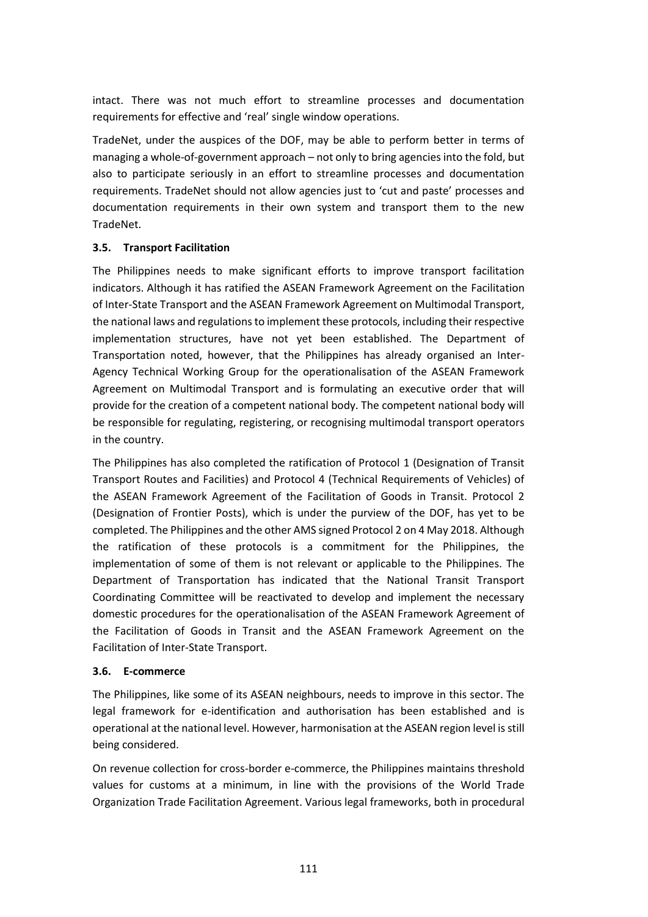intact. There was not much effort to streamline processes and documentation requirements for effective and 'real' single window operations.

TradeNet, under the auspices of the DOF, may be able to perform better in terms of managing a whole-of-government approach – not only to bring agencies into the fold, but also to participate seriously in an effort to streamline processes and documentation requirements. TradeNet should not allow agencies just to 'cut and paste' processes and documentation requirements in their own system and transport them to the new TradeNet.

### 3.5. Transport Facilitation

The Philippines needs to make significant efforts to improve transport facilitation indicators. Although it has ratified the ASEAN Framework Agreement on the Facilitation of Inter-State Transport and the ASEAN Framework Agreement on Multimodal Transport, the national laws and regulations to implement these protocols, including their respective implementation structures, have not yet been established. The Department of Transportation noted, however, that the Philippines has already organised an Inter-Agency Technical Working Group for the operationalisation of the ASEAN Framework Agreement on Multimodal Transport and is formulating an executive order that will provide for the creation of a competent national body. The competent national body will be responsible for regulating, registering, or recognising multimodal transport operators in the country.

The Philippines has also completed the ratification of Protocol 1 (Designation of Transit Transport Routes and Facilities) and Protocol 4 (Technical Requirements of Vehicles) of the ASEAN Framework Agreement of the Facilitation of Goods in Transit. Protocol 2 (Designation of Frontier Posts), which is under the purview of the DOF, has yet to be completed. The Philippines and the other AMS signed Protocol 2 on 4 May 2018. Although the ratification of these protocols is a commitment for the Philippines, the implementation of some of them is not relevant or applicable to the Philippines. The Department of Transportation has indicated that the National Transit Transport Coordinating Committee will be reactivated to develop and implement the necessary domestic procedures for the operationalisation of the ASEAN Framework Agreement of the Facilitation of Goods in Transit and the ASEAN Framework Agreement on the Facilitation of Inter-State Transport.

### 3.6. E-commerce

The Philippines, like some of its ASEAN neighbours, needs to improve in this sector. The legal framework for e-identification and authorisation has been established and is operational at the national level. However, harmonisation at the ASEAN region level is still being considered.

On revenue collection for cross-border e-commerce, the Philippines maintains threshold values for customs at a minimum, in line with the provisions of the World Trade Organization Trade Facilitation Agreement. Various legal frameworks, both in procedural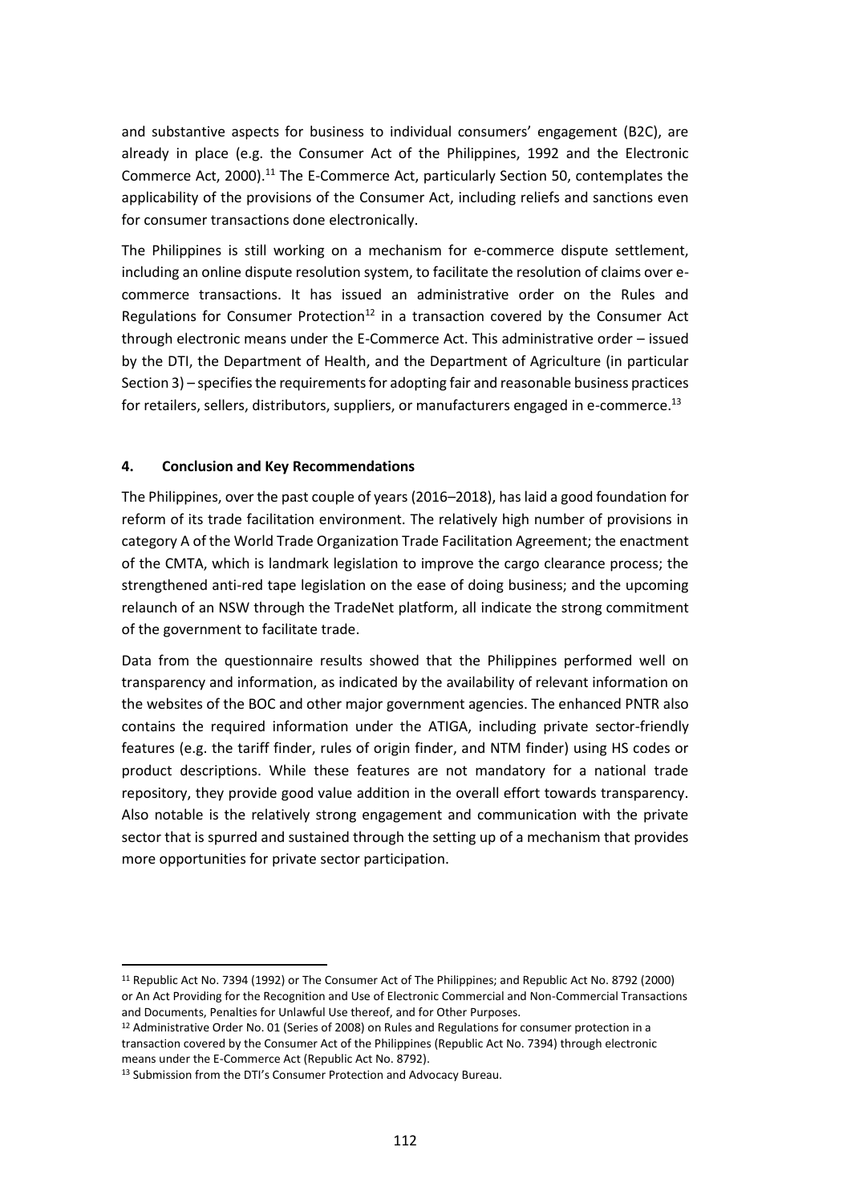and substantive aspects for business to individual consumers' engagement (B2C), are already in place (e.g. the Consumer Act of the Philippines, 1992 and the Electronic Commerce Act, 2000).[11] The E-Commerce Act, particularly Section 50, contemplates the applicability of the provisions of the Consumer Act, including reliefs and sanctions even for consumer transactions done electronically.

The Philippines is still working on a mechanism for e-commerce dispute settlement, including an online dispute resolution system, to facilitate the resolution of claims over e-commerce transactions. It has issued an administrative order on the Rules and Regulations for Consumer Protection[12] in a transaction covered by the Consumer Act through electronic means under the E-Commerce Act. This administrative order – issued by the DTI, the Department of Health, and the Department of Agriculture (in particular Section 3) – specifies the requirements for adopting fair and reasonable business practices for retailers, sellers, distributors, suppliers, or manufacturers engaged in e-commerce.[13]

## 4. Conclusion and Key Recommendations

The Philippines, over the past couple of years (2016–2018), has laid a good foundation for reform of its trade facilitation environment. The relatively high number of provisions in category A of the World Trade Organization Trade Facilitation Agreement; the enactment of the CMTA, which is landmark legislation to improve the cargo clearance process; the strengthened anti-red tape legislation on the ease of doing business; and the upcoming relaunch of an NSW through the TradeNet platform, all indicate the strong commitment of the government to facilitate trade.

Data from the questionnaire results showed that the Philippines performed well on transparency and information, as indicated by the availability of relevant information on the websites of the BOC and other major government agencies. The enhanced PNTR also contains the required information under the ATIGA, including private sector-friendly features (e.g. the tariff finder, rules of origin finder, and NTM finder) using HS codes or product descriptions. While these features are not mandatory for a national trade repository, they provide good value addition in the overall effort towards transparency. Also notable is the relatively strong engagement and communication with the private sector that is spurred and sustained through the setting up of a mechanism that provides more opportunities for private sector participation.

---

[11] Republic Act No. 7394 (1992) or The Consumer Act of The Philippines; and Republic Act No. 8792 (2000) or An Act Providing for the Recognition and Use of Electronic Commercial and Non-Commercial Transactions and Documents, Penalties for Unlawful Use thereof, and for Other Purposes.

[12] Administrative Order No. 01 (Series of 2008) on Rules and Regulations for consumer protection in a transaction covered by the Consumer Act of the Philippines (Republic Act No. 7394) through electronic means under the E-Commerce Act (Republic Act No. 8792).

[13] Submission from the DTI's Consumer Protection and Advocacy Bureau.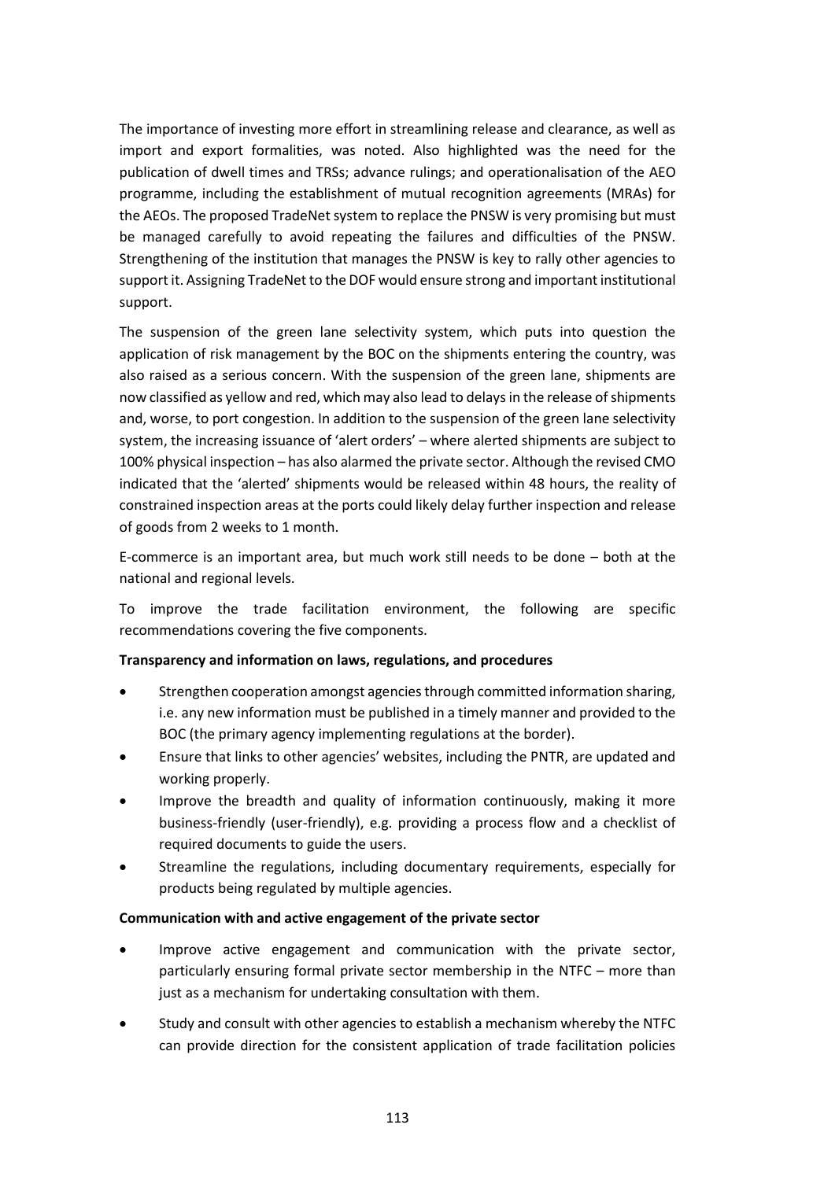The importance of investing more effort in streamlining release and clearance, as well as import and export formalities, was noted. Also highlighted was the need for the publication of dwell times and TRSs; advance rulings; and operationalisation of the AEO programme, including the establishment of mutual recognition agreements (MRAs) for the AEOs. The proposed TradeNet system to replace the PNSW is very promising but must be managed carefully to avoid repeating the failures and difficulties of the PNSW. Strengthening of the institution that manages the PNSW is key to rally other agencies to support it. Assigning TradeNet to the DOF would ensure strong and important institutional support.

The suspension of the green lane selectivity system, which puts into question the application of risk management by the BOC on the shipments entering the country, was also raised as a serious concern. With the suspension of the green lane, shipments are now classified as yellow and red, which may also lead to delays in the release of shipments and, worse, to port congestion. In addition to the suspension of the green lane selectivity system, the increasing issuance of 'alert orders' – where alerted shipments are subject to 100% physical inspection – has also alarmed the private sector. Although the revised CMO indicated that the 'alerted' shipments would be released within 48 hours, the reality of constrained inspection areas at the ports could likely delay further inspection and release of goods from 2 weeks to 1 month.

E-commerce is an important area, but much work still needs to be done – both at the national and regional levels.

To improve the trade facilitation environment, the following are specific recommendations covering the five components.

**Transparency and information on laws, regulations, and procedures**

- Strengthen cooperation amongst agencies through committed information sharing, i.e. any new information must be published in a timely manner and provided to the BOC (the primary agency implementing regulations at the border).
- Ensure that links to other agencies' websites, including the PNTR, are updated and working properly.
- Improve the breadth and quality of information continuously, making it more business-friendly (user-friendly), e.g. providing a process flow and a checklist of required documents to guide the users.
- Streamline the regulations, including documentary requirements, especially for products being regulated by multiple agencies.

**Communication with and active engagement of the private sector**

- Improve active engagement and communication with the private sector, particularly ensuring formal private sector membership in the NTFC – more than just as a mechanism for undertaking consultation with them.
- Study and consult with other agencies to establish a mechanism whereby the NTFC can provide direction for the consistent application of trade facilitation policies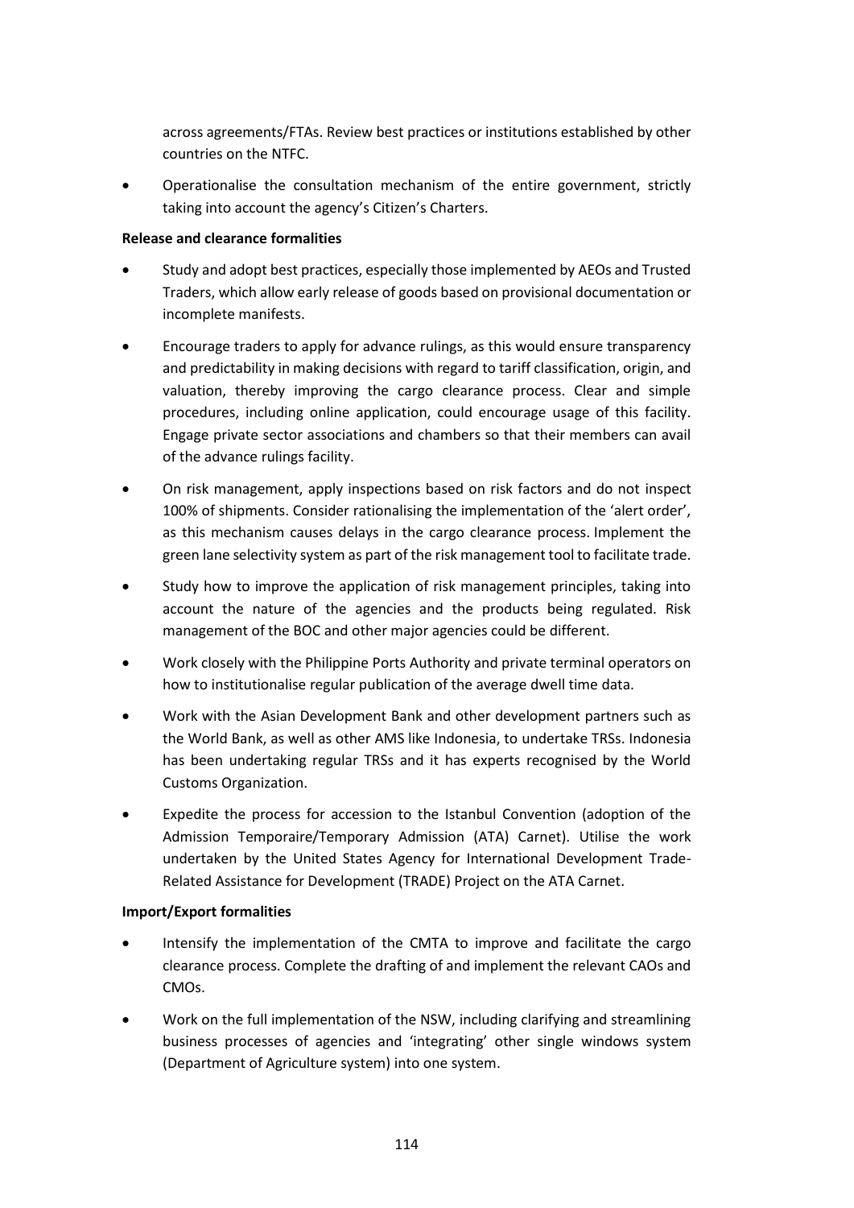across agreements/FTAs. Review best practices or institutions established by other countries on the NTFC.

- Operationalise the consultation mechanism of the entire government, strictly taking into account the agency's Citizen's Charters.

**Release and clearance formalities**

- Study and adopt best practices, especially those implemented by AEOs and Trusted Traders, which allow early release of goods based on provisional documentation or incomplete manifests.
- Encourage traders to apply for advance rulings, as this would ensure transparency and predictability in making decisions with regard to tariff classification, origin, and valuation, thereby improving the cargo clearance process. Clear and simple procedures, including online application, could encourage usage of this facility. Engage private sector associations and chambers so that their members can avail of the advance rulings facility.
- On risk management, apply inspections based on risk factors and do not inspect 100% of shipments. Consider rationalising the implementation of the 'alert order', as this mechanism causes delays in the cargo clearance process. Implement the green lane selectivity system as part of the risk management tool to facilitate trade.
- Study how to improve the application of risk management principles, taking into account the nature of the agencies and the products being regulated. Risk management of the BOC and other major agencies could be different.
- Work closely with the Philippine Ports Authority and private terminal operators on how to institutionalise regular publication of the average dwell time data.
- Work with the Asian Development Bank and other development partners such as the World Bank, as well as other AMS like Indonesia, to undertake TRSs. Indonesia has been undertaking regular TRSs and it has experts recognised by the World Customs Organization.
- Expedite the process for accession to the Istanbul Convention (adoption of the Admission Temporaire/Temporary Admission (ATA) Carnet). Utilise the work undertaken by the United States Agency for International Development Trade-Related Assistance for Development (TRADE) Project on the ATA Carnet.

**Import/Export formalities**

- Intensify the implementation of the CMTA to improve and facilitate the cargo clearance process. Complete the drafting of and implement the relevant CAOs and CMOs.
- Work on the full implementation of the NSW, including clarifying and streamlining business processes of agencies and 'integrating' other single windows system (Department of Agriculture system) into one system.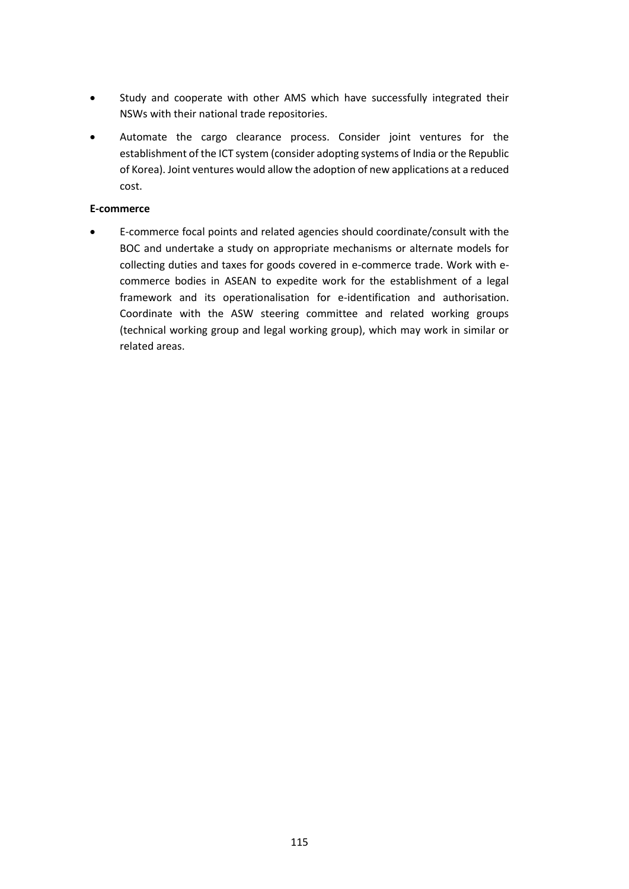- Study and cooperate with other AMS which have successfully integrated their NSWs with their national trade repositories.
- Automate the cargo clearance process. Consider joint ventures for the establishment of the ICT system (consider adopting systems of India or the Republic of Korea). Joint ventures would allow the adoption of new applications at a reduced cost.

**E-commerce**

- E-commerce focal points and related agencies should coordinate/consult with the BOC and undertake a study on appropriate mechanisms or alternate models for collecting duties and taxes for goods covered in e-commerce trade. Work with e-commerce bodies in ASEAN to expedite work for the establishment of a legal framework and its operationalisation for e-identification and authorisation. Coordinate with the ASW steering committee and related working groups (technical working group and legal working group), which may work in similar or related areas.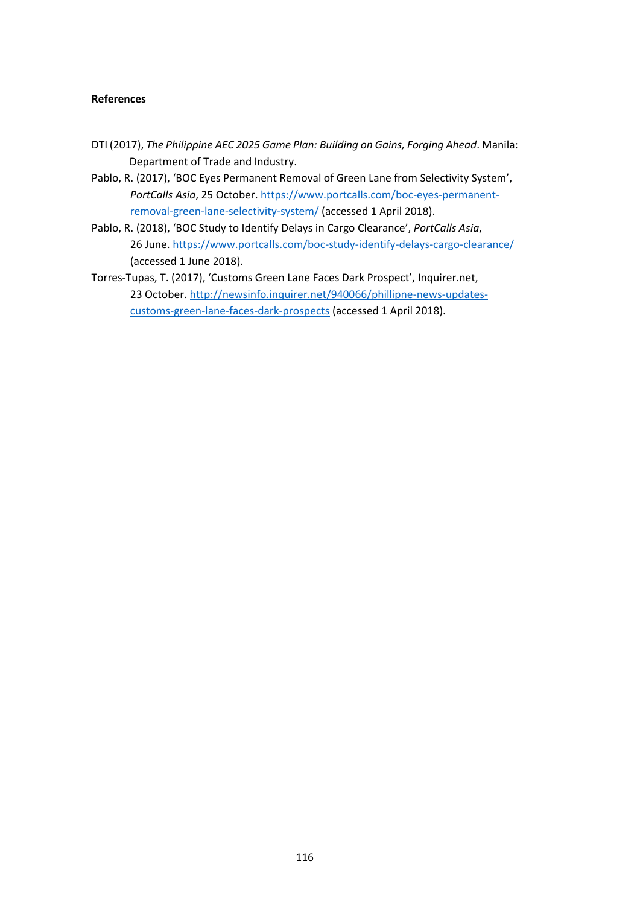**References**

DTI (2017), *The Philippine AEC 2025 Game Plan: Building on Gains, Forging Ahead*. Manila: Department of Trade and Industry.

Pablo, R. (2017), 'BOC Eyes Permanent Removal of Green Lane from Selectivity System', *PortCalls Asia*, 25 October. https://www.portcalls.com/boc-eyes-permanent-removal-green-lane-selectivity-system/ (accessed 1 April 2018).

Pablo, R. (2018), 'BOC Study to Identify Delays in Cargo Clearance', *PortCalls Asia*, 26 June. https://www.portcalls.com/boc-study-identify-delays-cargo-clearance/ (accessed 1 June 2018).

Torres-Tupas, T. (2017), 'Customs Green Lane Faces Dark Prospect', Inquirer.net, 23 October. http://newsinfo.inquirer.net/940066/phillipne-news-updates-customs-green-lane-faces-dark-prospects (accessed 1 April 2018).